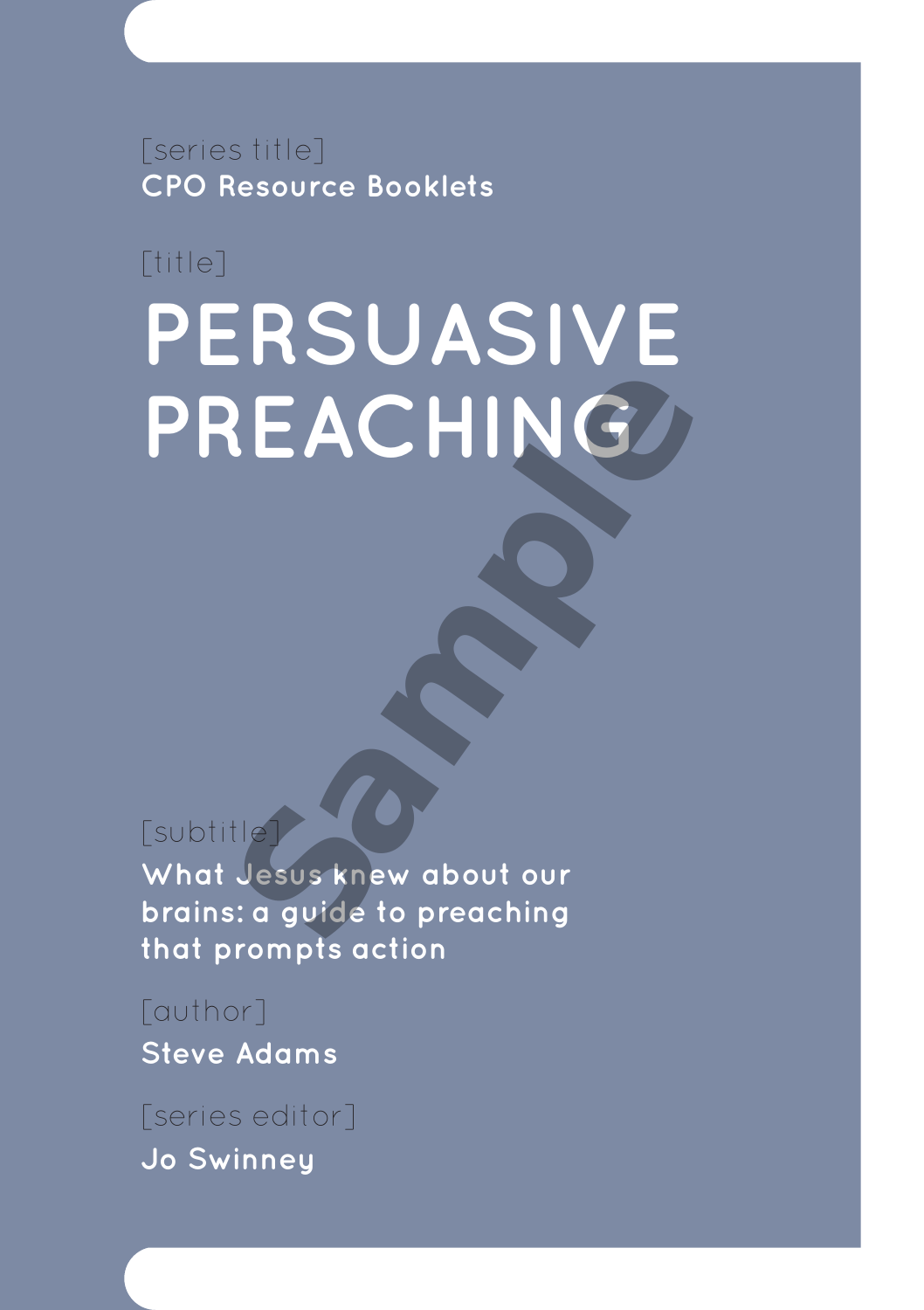[series title]
CPO Resource Booklets

[title]

# PERSUASIVE PREACHING

[subtitle]
**What Jesus knew about our brains: a guide to preaching that prompts action**

[author]
**Steve Adams**

[series editor]
**Jo Swinney**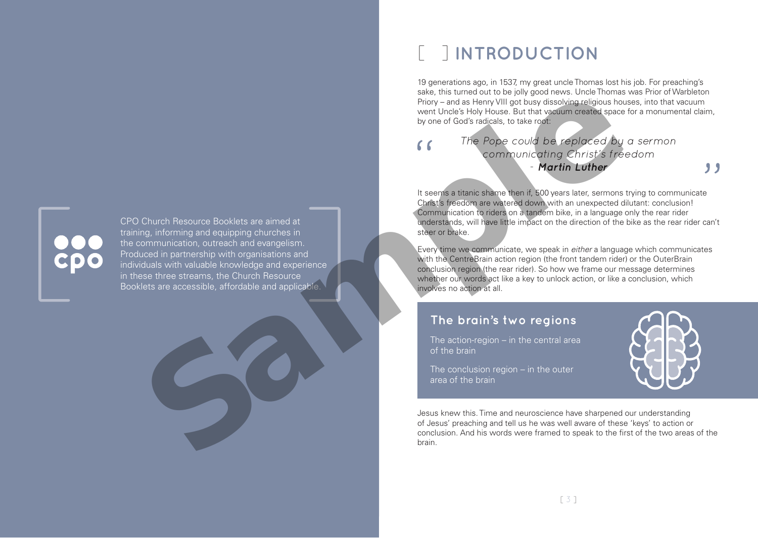CPO Church Resource Booklets are aimed at training, informing and equipping churches in the communication, outreach and evangelism. Produced in partnership with organisations and individuals with valuable knowledge and experience in these three streams, the Church Resource Booklets are accessible, affordable and applicable.

# [ ] INTRODUCTION

19 generations ago, in 1537, my great uncle Thomas lost his job. For preaching's sake, this turned out to be jolly good news. Uncle Thomas was Prior of Warbleton Priory – and as Henry VIII got busy dissolving religious houses, into that vacuum went Uncle's Holy House. But that vacuum created space for a monumental claim, by one of God's radicals, to take root:

> *"The Pope could be replaced by a sermon communicating Christ's freedom"*
> *- **Martin Luther***

It seems a titanic shame then if, 500 years later, sermons trying to communicate Christ's freedom are watered down with an unexpected dilutant: conclusion! Communication to riders on a tandem bike, in a language only the rear rider understands, will have little impact on the direction of the bike as the rear rider can't steer or brake.

Every time we communicate, we speak in *either* a language which communicates with the CentreBrain action region (the front tandem rider) or the OuterBrain conclusion region (the rear rider). So how we frame our message determines whether our words act like a key to unlock action, or like a conclusion, which involves no action at all.

## The brain's two regions

The action-region – in the central area of the brain

The conclusion region – in the outer area of the brain

Jesus knew this. Time and neuroscience have sharpened our understanding of Jesus' preaching and tell us he was well aware of these 'keys' to action or conclusion. And his words were framed to speak to the first of the two areas of the brain.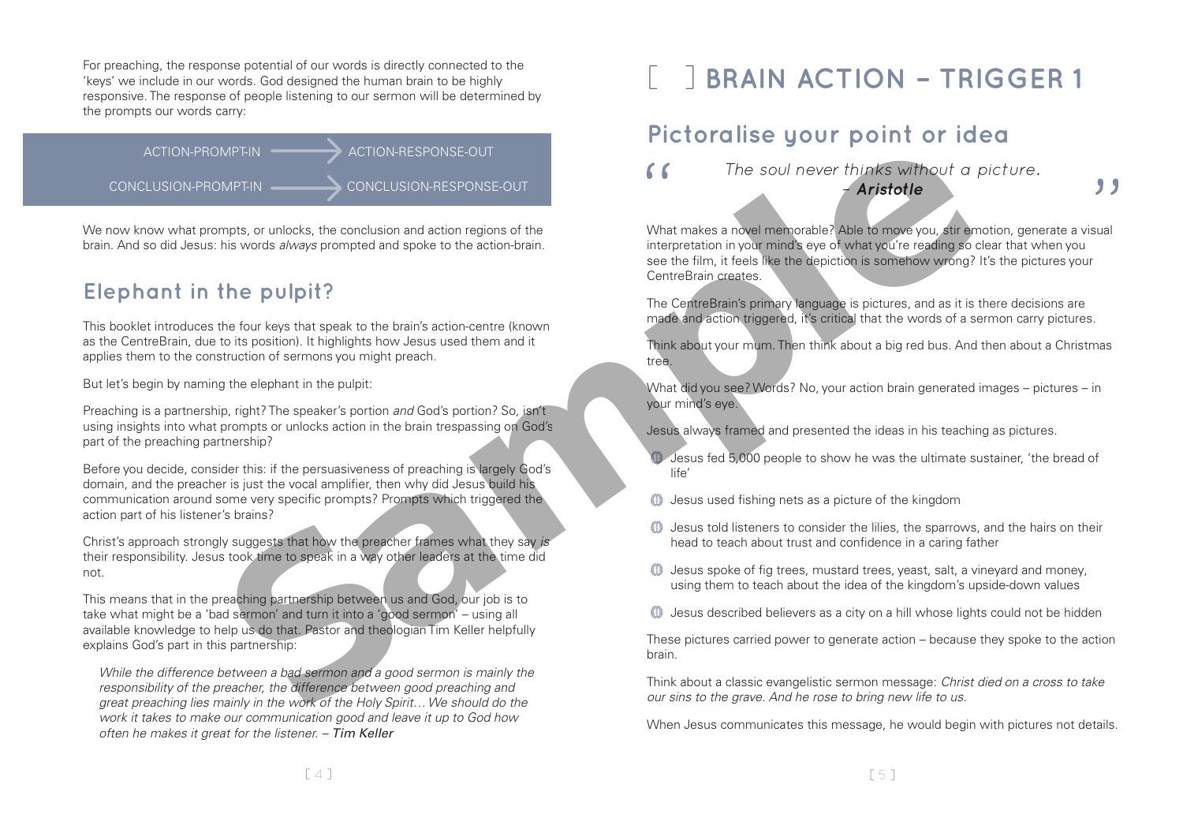For preaching, the response potential of our words is directly connected to the 'keys' we include in our words. God designed the human brain to be highly responsive. The response of people listening to our sermon will be determined by the prompts our words carry:

ACTION-PROMPT-IN ⟶ ACTION-RESPONSE-OUT

CONCLUSION-PROMPT-IN ⟶ CONCLUSION-RESPONSE-OUT

We now know what prompts, or unlocks, the conclusion and action regions of the brain. And so did Jesus: his words *always* prompted and spoke to the action-brain.

## Elephant in the pulpit?

This booklet introduces the four keys that speak to the brain's action-centre (known as the CentreBrain, due to its position). It highlights how Jesus used them and it applies them to the construction of sermons you might preach.

But let's begin by naming the elephant in the pulpit:

Preaching is a partnership, right? The speaker's portion *and* God's portion? So, isn't using insights into what prompts or unlocks action in the brain trespassing on God's part of the preaching partnership?

Before you decide, consider this: if the persuasiveness of preaching is largely God's domain, and the preacher is just the vocal amplifier, then why did Jesus build his communication around some very specific prompts? Prompts which triggered the action part of his listener's brains?

Christ's approach strongly suggests that how the preacher frames what they say *is* their responsibility. Jesus took time to speak in a way other leaders at the time did not.

This means that in the preaching partnership between us and God, our job is to take what might be a 'bad sermon' and turn it into a 'good sermon' – using all available knowledge to help us do that. Pastor and theologian Tim Keller helpfully explains God's part in this partnership:

> *While the difference between a bad sermon and a good sermon is mainly the responsibility of the preacher, the difference between good preaching and great preaching lies mainly in the work of the Holy Spirit… We should do the work it takes to make our communication good and leave it up to God how often he makes it great for the listener.* – Tim Keller

# [ ] BRAIN ACTION – TRIGGER 1

## Pictoralise your point or idea

> *"The soul never thinks without a picture."*
> – **Aristotle**

What makes a novel memorable? Able to move you, stir emotion, generate a visual interpretation in your mind's eye of what you're reading so clear that when you see the film, it feels like the depiction is somehow wrong? It's the pictures your CentreBrain creates.

The CentreBrain's primary language is pictures, and as it is there decisions are made and action triggered, it's critical that the words of a sermon carry pictures.

Think about your mum. Then think about a big red bus. And then about a Christmas tree.

What did you see? Words? No, your action brain generated images – pictures – in your mind's eye.

Jesus always framed and presented the ideas in his teaching as pictures.

- Jesus fed 5,000 people to show he was the ultimate sustainer, 'the bread of life'
- Jesus used fishing nets as a picture of the kingdom
- Jesus told listeners to consider the lilies, the sparrows, and the hairs on their head to teach about trust and confidence in a caring father
- Jesus spoke of fig trees, mustard trees, yeast, salt, a vineyard and money, using them to teach about the idea of the kingdom's upside-down values
- Jesus described believers as a city on a hill whose lights could not be hidden

These pictures carried power to generate action – because they spoke to the action brain.

Think about a classic evangelistic sermon message: *Christ died on a cross to take our sins to the grave. And he rose to bring new life to us.*

When Jesus communicates this message, he would begin with pictures not details.